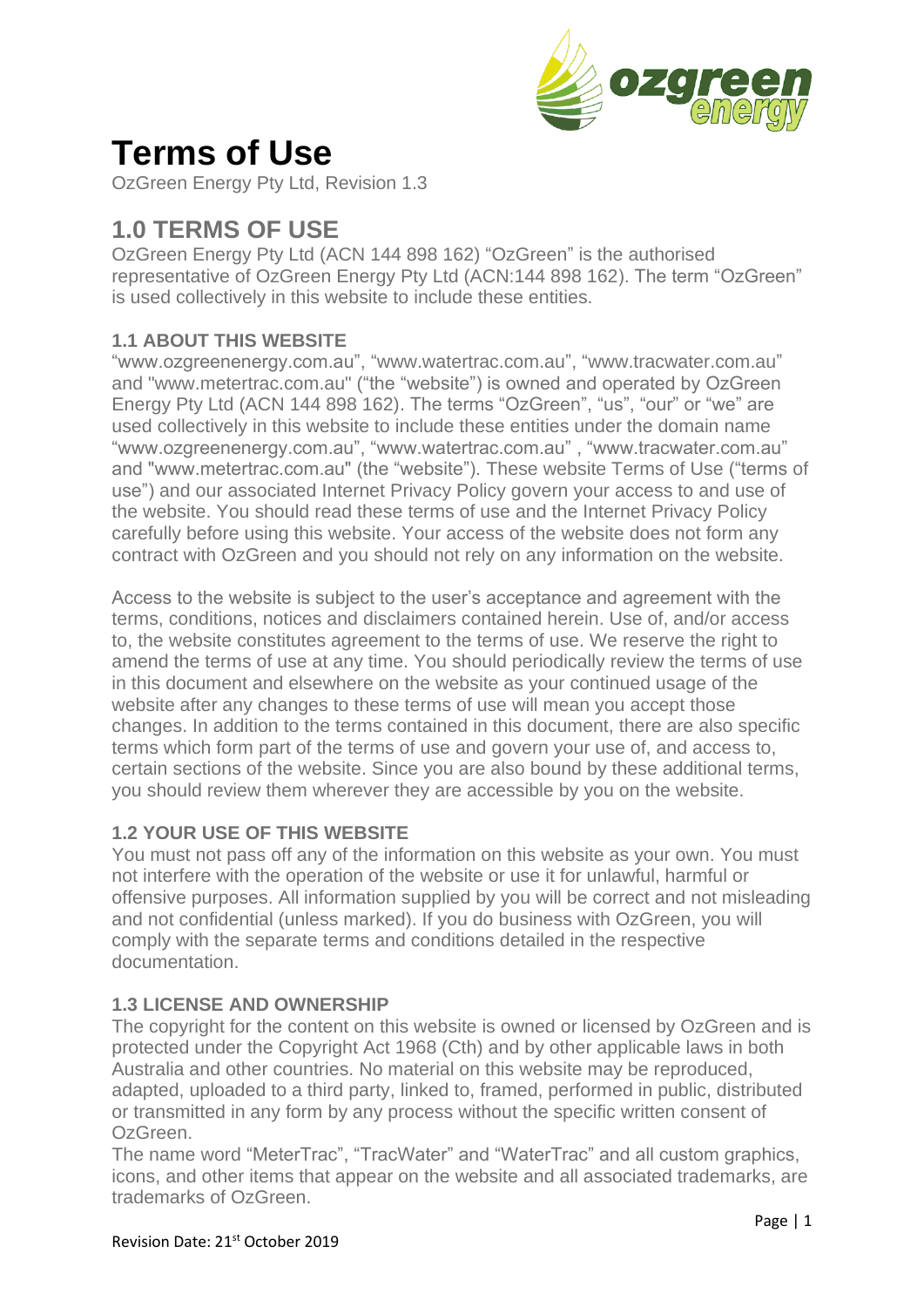# Terms of Use

OzGreen Energy Pty Ltd, Revision 1.3

## 1.0 TERMS OF USE

OzGreen Energy Pty Ltd (ACN 144 898 162) "OzGreen" is the authorised representative of OzGreen Energy Pty Ltd (ACN:144 898 162). The term "OzGreen" is used collectively in this website to include these entities.

### 1.1 ABOUT THIS WEBSITE

"www.ozgreenenergy.com.au", "www.watertrac.com.au", "www.tracwater.com.au" and "www.metertrac.com.au" ("the "website") is owned and operated by OzGreen Energy Pty Ltd (ACN 144 898 162). The terms "OzGreen", "us", "our" or "we" are used collectively in this website to include these entities under the domain name "www.ozgreenenergy.com.au", "www.watertrac.com.au" , "www.tracwater.com.au" and "www.metertrac.com.au" (the "website"). These website Terms of Use ("terms of use") and our associated Internet Privacy Policy govern your access to and use of the website. You should read these terms of use and the Internet Privacy Policy carefully before using this website. Your access of the website does not form any contract with OzGreen and you should not rely on any information on the website.

Access to the website is subject to the user's acceptance and agreement with the terms, conditions, notices and disclaimers contained herein. Use of, and/or access to, the website constitutes agreement to the terms of use. We reserve the right to amend the terms of use at any time. You should periodically review the terms of use in this document and elsewhere on the website as your continued usage of the website after any changes to these terms of use will mean you accept those changes. In addition to the terms contained in this document, there are also specific terms which form part of the terms of use and govern your use of, and access to, certain sections of the website. Since you are also bound by these additional terms, you should review them wherever they are accessible by you on the website.

### 1.2 YOUR USE OF THIS WEBSITE

You must not pass off any of the information on this website as your own. You must not interfere with the operation of the website or use it for unlawful, harmful or offensive purposes. All information supplied by you will be correct and not misleading and not confidential (unless marked). If you do business with OzGreen, you will comply with the separate terms and conditions detailed in the respective documentation.

### 1.3 LICENSE AND OWNERSHIP

The copyright for the content on this website is owned or licensed by OzGreen and is protected under the Copyright Act 1968 (Cth) and by other applicable laws in both Australia and other countries. No material on this website may be reproduced, adapted, uploaded to a third party, linked to, framed, performed in public, distributed or transmitted in any form by any process without the specific written consent of OzGreen.

The name word "MeterTrac", "TracWater" and "WaterTrac" and all custom graphics, icons, and other items that appear on the website and all associated trademarks, are trademarks of OzGreen.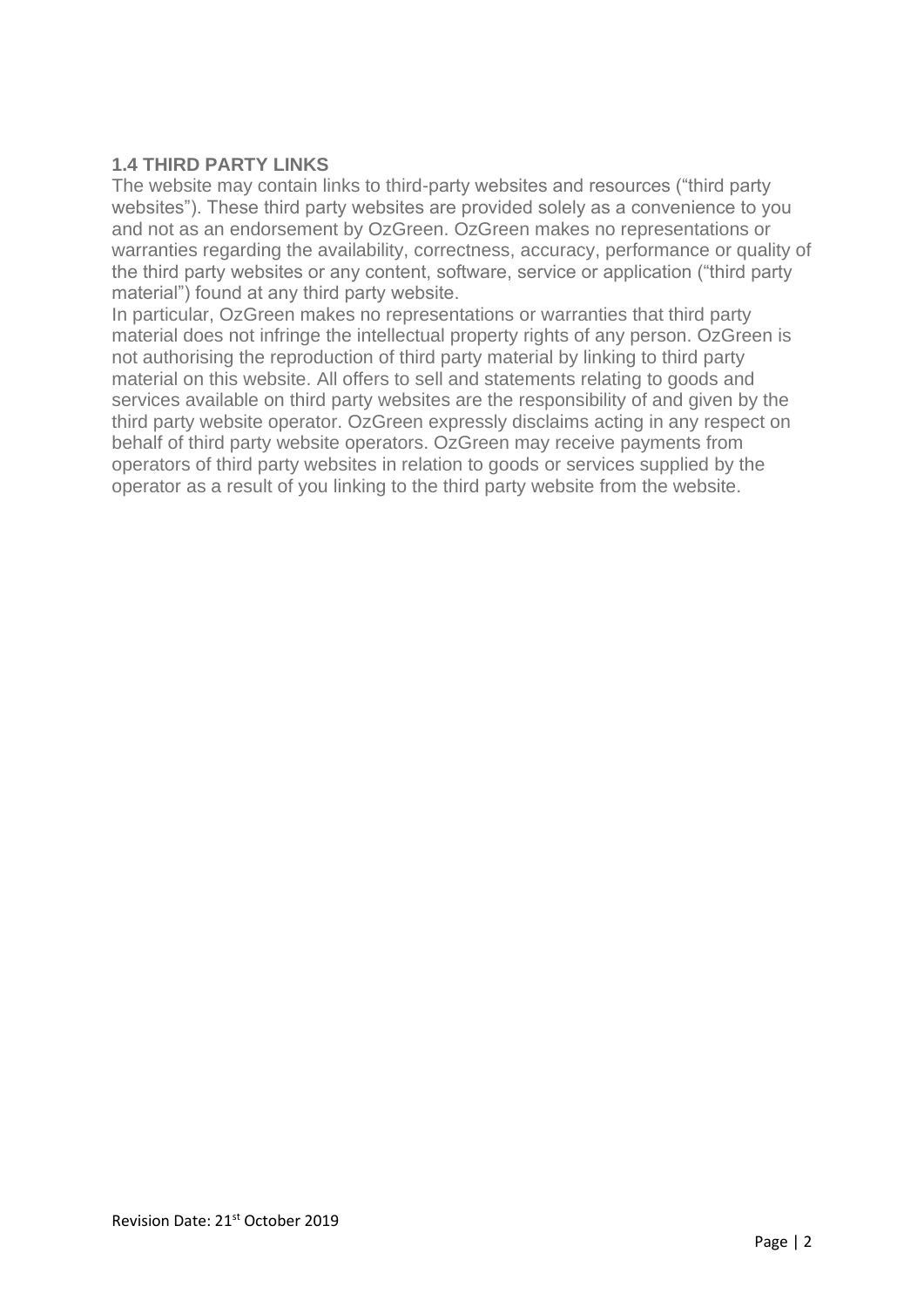### 1.4 THIRD PARTY LINKS

The website may contain links to third-party websites and resources ("third party websites"). These third party websites are provided solely as a convenience to you and not as an endorsement by OzGreen. OzGreen makes no representations or warranties regarding the availability, correctness, accuracy, performance or quality of the third party websites or any content, software, service or application ("third party material") found at any third party website.

In particular, OzGreen makes no representations or warranties that third party material does not infringe the intellectual property rights of any person. OzGreen is not authorising the reproduction of third party material by linking to third party material on this website. All offers to sell and statements relating to goods and services available on third party websites are the responsibility of and given by the third party website operator. OzGreen expressly disclaims acting in any respect on behalf of third party website operators. OzGreen may receive payments from operators of third party websites in relation to goods or services supplied by the operator as a result of you linking to the third party website from the website.

Revision Date: 21st October 2019